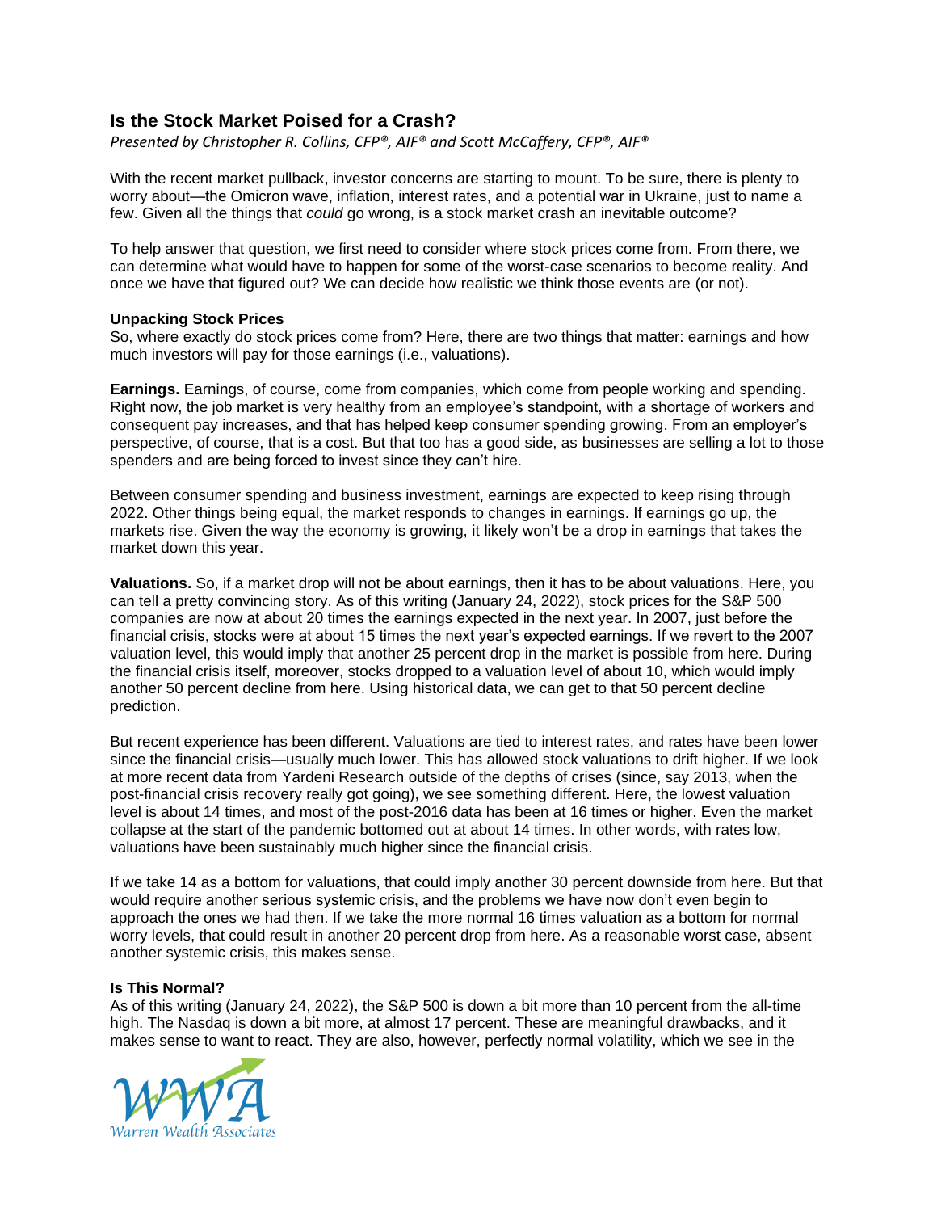## Is the Stock Market Poised for a Crash?

*Presented by Christopher R. Collins, CFP®, AIF® and Scott McCaffery, CFP®, AIF®*

With the recent market pullback, investor concerns are starting to mount. To be sure, there is plenty to worry about—the Omicron wave, inflation, interest rates, and a potential war in Ukraine, just to name a few. Given all the things that *could* go wrong, is a stock market crash an inevitable outcome?

To help answer that question, we first need to consider where stock prices come from. From there, we can determine what would have to happen for some of the worst-case scenarios to become reality. And once we have that figured out? We can decide how realistic we think those events are (or not).

**Unpacking Stock Prices**

So, where exactly do stock prices come from? Here, there are two things that matter: earnings and how much investors will pay for those earnings (i.e., valuations).

**Earnings.** Earnings, of course, come from companies, which come from people working and spending. Right now, the job market is very healthy from an employee's standpoint, with a shortage of workers and consequent pay increases, and that has helped keep consumer spending growing. From an employer's perspective, of course, that is a cost. But that too has a good side, as businesses are selling a lot to those spenders and are being forced to invest since they can't hire.

Between consumer spending and business investment, earnings are expected to keep rising through 2022. Other things being equal, the market responds to changes in earnings. If earnings go up, the markets rise. Given the way the economy is growing, it likely won't be a drop in earnings that takes the market down this year.

**Valuations.** So, if a market drop will not be about earnings, then it has to be about valuations. Here, you can tell a pretty convincing story. As of this writing (January 24, 2022), stock prices for the S&P 500 companies are now at about 20 times the earnings expected in the next year. In 2007, just before the financial crisis, stocks were at about 15 times the next year's expected earnings. If we revert to the 2007 valuation level, this would imply that another 25 percent drop in the market is possible from here. During the financial crisis itself, moreover, stocks dropped to a valuation level of about 10, which would imply another 50 percent decline from here. Using historical data, we can get to that 50 percent decline prediction.

But recent experience has been different. Valuations are tied to interest rates, and rates have been lower since the financial crisis—usually much lower. This has allowed stock valuations to drift higher. If we look at more recent data from Yardeni Research outside of the depths of crises (since, say 2013, when the post-financial crisis recovery really got going), we see something different. Here, the lowest valuation level is about 14 times, and most of the post-2016 data has been at 16 times or higher. Even the market collapse at the start of the pandemic bottomed out at about 14 times. In other words, with rates low, valuations have been sustainably much higher since the financial crisis.

If we take 14 as a bottom for valuations, that could imply another 30 percent downside from here. But that would require another serious systemic crisis, and the problems we have now don't even begin to approach the ones we had then. If we take the more normal 16 times valuation as a bottom for normal worry levels, that could result in another 20 percent drop from here. As a reasonable worst case, absent another systemic crisis, this makes sense.

**Is This Normal?**

As of this writing (January 24, 2022), the S&P 500 is down a bit more than 10 percent from the all-time high. The Nasdaq is down a bit more, at almost 17 percent. These are meaningful drawbacks, and it makes sense to want to react. They are also, however, perfectly normal volatility, which we see in the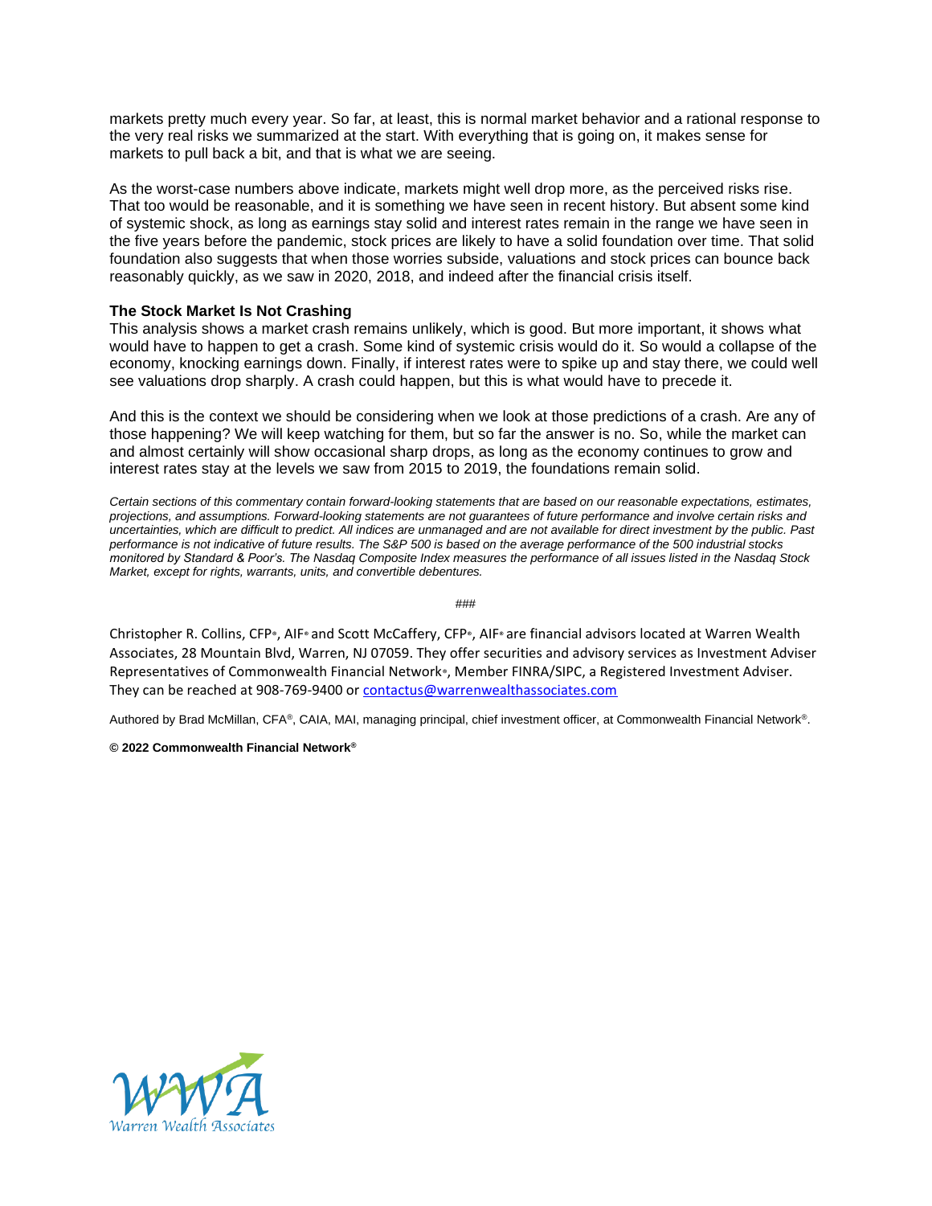markets pretty much every year. So far, at least, this is normal market behavior and a rational response to the very real risks we summarized at the start. With everything that is going on, it makes sense for markets to pull back a bit, and that is what we are seeing.

As the worst-case numbers above indicate, markets might well drop more, as the perceived risks rise. That too would be reasonable, and it is something we have seen in recent history. But absent some kind of systemic shock, as long as earnings stay solid and interest rates remain in the range we have seen in the five years before the pandemic, stock prices are likely to have a solid foundation over time. That solid foundation also suggests that when those worries subside, valuations and stock prices can bounce back reasonably quickly, as we saw in 2020, 2018, and indeed after the financial crisis itself.

**The Stock Market Is Not Crashing**

This analysis shows a market crash remains unlikely, which is good. But more important, it shows what would have to happen to get a crash. Some kind of systemic crisis would do it. So would a collapse of the economy, knocking earnings down. Finally, if interest rates were to spike up and stay there, we could well see valuations drop sharply. A crash could happen, but this is what would have to precede it.

And this is the context we should be considering when we look at those predictions of a crash. Are any of those happening? We will keep watching for them, but so far the answer is no. So, while the market can and almost certainly will show occasional sharp drops, as long as the economy continues to grow and interest rates stay at the levels we saw from 2015 to 2019, the foundations remain solid.

*Certain sections of this commentary contain forward-looking statements that are based on our reasonable expectations, estimates, projections, and assumptions. Forward-looking statements are not guarantees of future performance and involve certain risks and uncertainties, which are difficult to predict. All indices are unmanaged and are not available for direct investment by the public. Past performance is not indicative of future results. The S&P 500 is based on the average performance of the 500 industrial stocks monitored by Standard & Poor's. The Nasdaq Composite Index measures the performance of all issues listed in the Nasdaq Stock Market, except for rights, warrants, units, and convertible debentures.*

###

Christopher R. Collins, CFP®, AIF® and Scott McCaffery, CFP®, AIF® are financial advisors located at Warren Wealth Associates, 28 Mountain Blvd, Warren, NJ 07059. They offer securities and advisory services as Investment Adviser Representatives of Commonwealth Financial Network®, Member FINRA/SIPC, a Registered Investment Adviser. They can be reached at 908-769-9400 or contactus@warrenwealthassociates.com

Authored by Brad McMillan, CFA®, CAIA, MAI, managing principal, chief investment officer, at Commonwealth Financial Network®.

**© 2022 Commonwealth Financial Network®**

WWA
Warren Wealth Associates